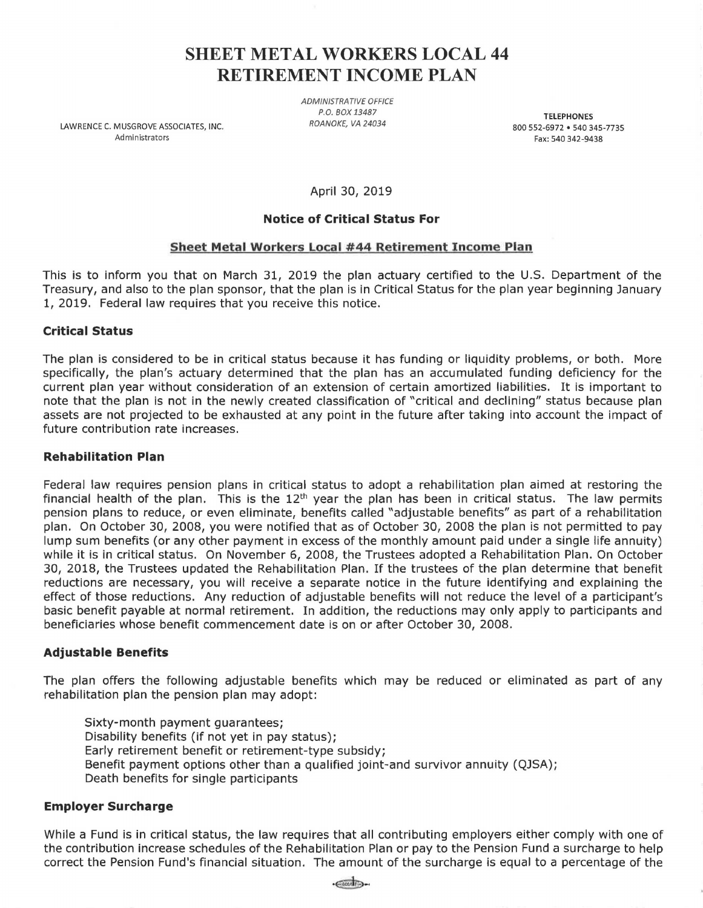# SHEET METAL WORKERS LOCAL 44
# RETIREMENT INCOME PLAN

LAWRENCE C. MUSGROVE ASSOCIATES, INC.
Administrators

*ADMINISTRATIVE OFFICE*
*P.O. BOX 13487*
*ROANOKE, VA 24034*

**TELEPHONES**
800 552-6972 • 540 345-7735
Fax: 540 342-9438

April 30, 2019

**Notice of Critical Status For**

**Sheet Metal Workers Local #44 Retirement Income Plan**

This is to inform you that on March 31, 2019 the plan actuary certified to the U.S. Department of the Treasury, and also to the plan sponsor, that the plan is in Critical Status for the plan year beginning January 1, 2019. Federal law requires that you receive this notice.

### Critical Status

The plan is considered to be in critical status because it has funding or liquidity problems, or both. More specifically, the plan's actuary determined that the plan has an accumulated funding deficiency for the current plan year without consideration of an extension of certain amortized liabilities. It is important to note that the plan is not in the newly created classification of "critical and declining" status because plan assets are not projected to be exhausted at any point in the future after taking into account the impact of future contribution rate increases.

### Rehabilitation Plan

Federal law requires pension plans in critical status to adopt a rehabilitation plan aimed at restoring the financial health of the plan. This is the 12th year the plan has been in critical status. The law permits pension plans to reduce, or even eliminate, benefits called "adjustable benefits" as part of a rehabilitation plan. On October 30, 2008, you were notified that as of October 30, 2008 the plan is not permitted to pay lump sum benefits (or any other payment in excess of the monthly amount paid under a single life annuity) while it is in critical status. On November 6, 2008, the Trustees adopted a Rehabilitation Plan. On October 30, 2018, the Trustees updated the Rehabilitation Plan. If the trustees of the plan determine that benefit reductions are necessary, you will receive a separate notice in the future identifying and explaining the effect of those reductions. Any reduction of adjustable benefits will not reduce the level of a participant's basic benefit payable at normal retirement. In addition, the reductions may only apply to participants and beneficiaries whose benefit commencement date is on or after October 30, 2008.

### Adjustable Benefits

The plan offers the following adjustable benefits which may be reduced or eliminated as part of any rehabilitation plan the pension plan may adopt:

- Sixty-month payment guarantees;
- Disability benefits (if not yet in pay status);
- Early retirement benefit or retirement-type subsidy;
- Benefit payment options other than a qualified joint-and survivor annuity (QJSA);
- Death benefits for single participants

### Employer Surcharge

While a Fund is in critical status, the law requires that all contributing employers either comply with one of the contribution increase schedules of the Rehabilitation Plan or pay to the Pension Fund a surcharge to help correct the Pension Fund's financial situation. The amount of the surcharge is equal to a percentage of the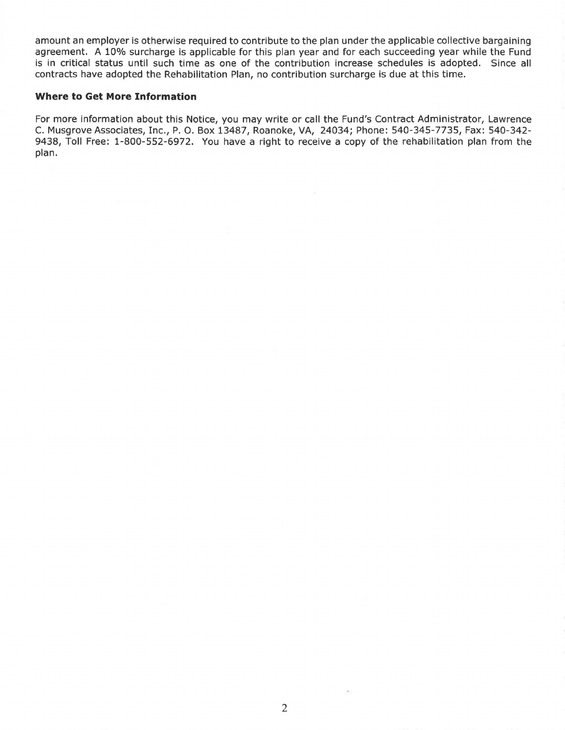amount an employer is otherwise required to contribute to the plan under the applicable collective bargaining agreement. A 10% surcharge is applicable for this plan year and for each succeeding year while the Fund is in critical status until such time as one of the contribution increase schedules is adopted. Since all contracts have adopted the Rehabilitation Plan, no contribution surcharge is due at this time.

### Where to Get More Information

For more information about this Notice, you may write or call the Fund's Contract Administrator, Lawrence C. Musgrove Associates, Inc., P. O. Box 13487, Roanoke, VA, 24034; Phone: 540-345-7735, Fax: 540-342-9438, Toll Free: 1-800-552-6972. You have a right to receive a copy of the rehabilitation plan from the plan.